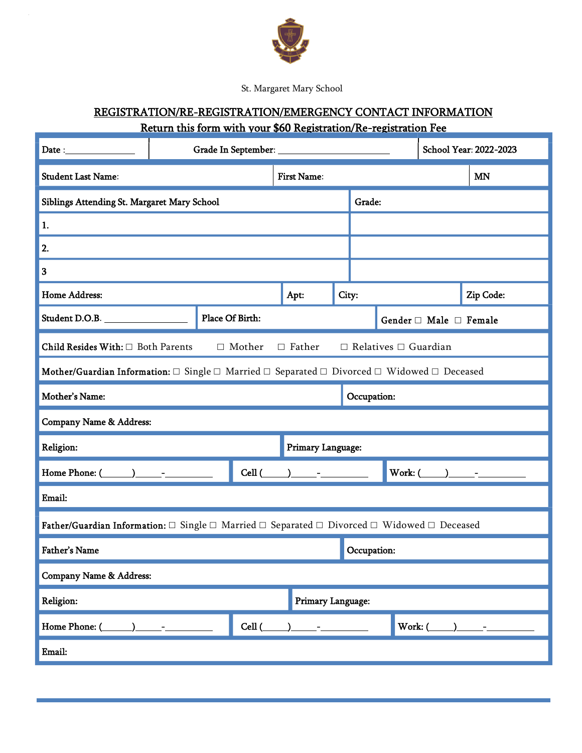St. Margaret Mary School

## REGISTRATION/RE-REGISTRATION/EMERGENCY CONTACT INFORMATION

**Return this form with your $60 Registration/Re-registration Fee**

| | | | |
|---|---|---|---|
| Date :______________ | Grade In September: ______________________ | | School Year: 2022-2023 |
| Student Last Name: | First Name: | | MN |
| Siblings Attending St. Margaret Mary School | | Grade: | |
| 1. | | | |
| 2. | | | |
| 3 | | | |
| Home Address: | Apt: | City: | Zip Code: |
| Student D.O.B. ________________ | Place Of Birth: | Gender ☐ Male ☐ Female | |
| Child Resides With: ☐ Both Parents ☐ Mother ☐ Father ☐ Relatives ☐ Guardian | | | |
| Mother/Guardian Information: ☐ Single ☐ Married ☐ Separated ☐ Divorced ☐ Widowed ☐ Deceased | | | |
| Mother's Name: | | Occupation: | |
| Company Name & Address: | | | |
| Religion: | | Primary Language: | |
| Home Phone: (______)_____-__________ | Cell (_____)_____-__________ | Work: (_____)_____-__________ | |
| Email: | | | |
| Father/Guardian Information: ☐ Single ☐ Married ☐ Separated ☐ Divorced ☐ Widowed ☐ Deceased | | | |
| Father's Name | | Occupation: | |
| Company Name & Address: | | | |
| Religion: | | Primary Language: | |
| Home Phone: (______)_____-__________ | Cell (_____)_____-__________ | Work: (_____)_____-__________ | |
| Email: | | | |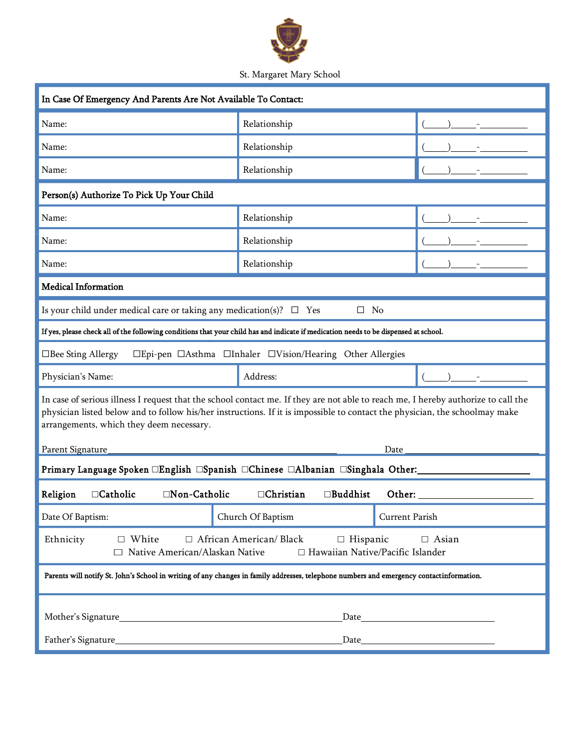St. Margaret Mary School

| | | |
|---|---|---|
| **In Case Of Emergency And Parents Are Not Available To Contact:** | | |
| Name: | Relationship | (____)_____-__________ |
| Name: | Relationship | (____)_____-__________ |
| Name: | Relationship | (____)_____-__________ |
| **Person(s) Authorize To Pick Up Your Child** | | |
| Name: | Relationship | (____)_____-__________ |
| Name: | Relationship | (____)_____-__________ |
| Name: | Relationship | (____)_____-__________ |
| **Medical Information** | | |
| Is your child under medical care or taking any medication(s)? ☐ Yes ☐ No | | |
| **If yes, please check all of the following conditions that your child has and indicate if medication needs to be dispensed at school.** | | |
| ☐Bee Sting Allergy ☐Epi-pen ☐Asthma ☐Inhaler ☐Vision/Hearing Other Allergies | | |
| Physician's Name: | Address: | (____)_____-__________ |

In case of serious illness I request that the school contact me. If they are not able to reach me, I hereby authorize to call the physician listed below and to follow his/her instructions. If it is impossible to contact the physician, the schoolmay make arrangements, which they deem necessary.

Parent Signature________________________________________ Date ______________________

**Primary Language Spoken** ☐**English** ☐**Spanish** ☐**Chinese** ☐**Albanian** ☐**Singhala** **Other:**____________________

**Religion** ☐**Catholic** ☐**Non-Catholic** ☐**Christian** ☐**Buddhist** **Other:** ____________________

| | | |
|---|---|---|
| Date Of Baptism: | Church Of Baptism | Current Parish |

Ethnicity ☐ White ☐ African American/ Black ☐ Hispanic ☐ Asian
☐ Native American/Alaskan Native ☐ Hawaiian Native/Pacific Islander

**Parents will notify St. John's School in writing of any changes in family addresses, telephone numbers and emergency contactinformation.**

Mother's Signature________________________________________Date______________________

Father's Signature________________________________________Date______________________